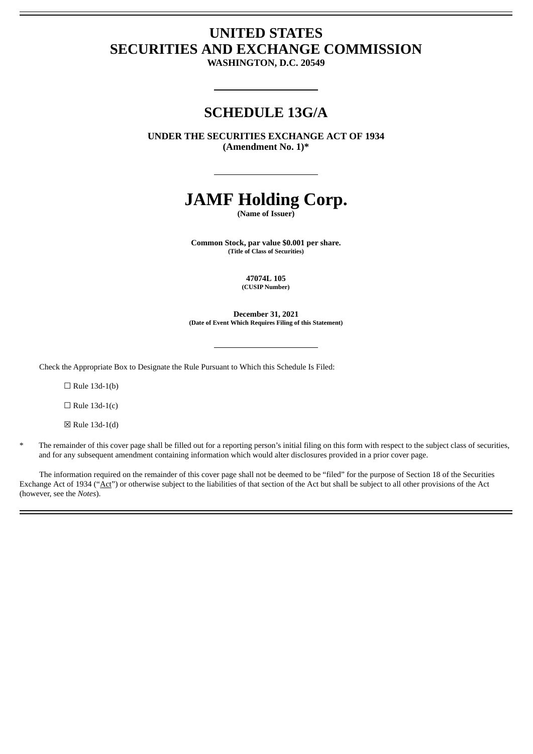# UNITED STATES
# SECURITIES AND EXCHANGE COMMISSION

**WASHINGTON, D.C. 20549**

---

## SCHEDULE 13G/A

**UNDER THE SECURITIES EXCHANGE ACT OF 1934**
**(Amendment No. 1)***

---

# JAMF Holding Corp.

**(Name of Issuer)**

**Common Stock, par value $0.001 per share.**
**(Title of Class of Securities)**

**47074L 105**
**(CUSIP Number)**

**December 31, 2021**
**(Date of Event Which Requires Filing of this Statement)**

---

Check the Appropriate Box to Designate the Rule Pursuant to Which this Schedule Is Filed:

☐ Rule 13d-1(b)

☐ Rule 13d-1(c)

☒ Rule 13d-1(d)

\* The remainder of this cover page shall be filled out for a reporting person's initial filing on this form with respect to the subject class of securities, and for any subsequent amendment containing information which would alter disclosures provided in a prior cover page.

The information required on the remainder of this cover page shall not be deemed to be "filed" for the purpose of Section 18 of the Securities Exchange Act of 1934 ("Act") or otherwise subject to the liabilities of that section of the Act but shall be subject to all other provisions of the Act (however, see the *Notes*).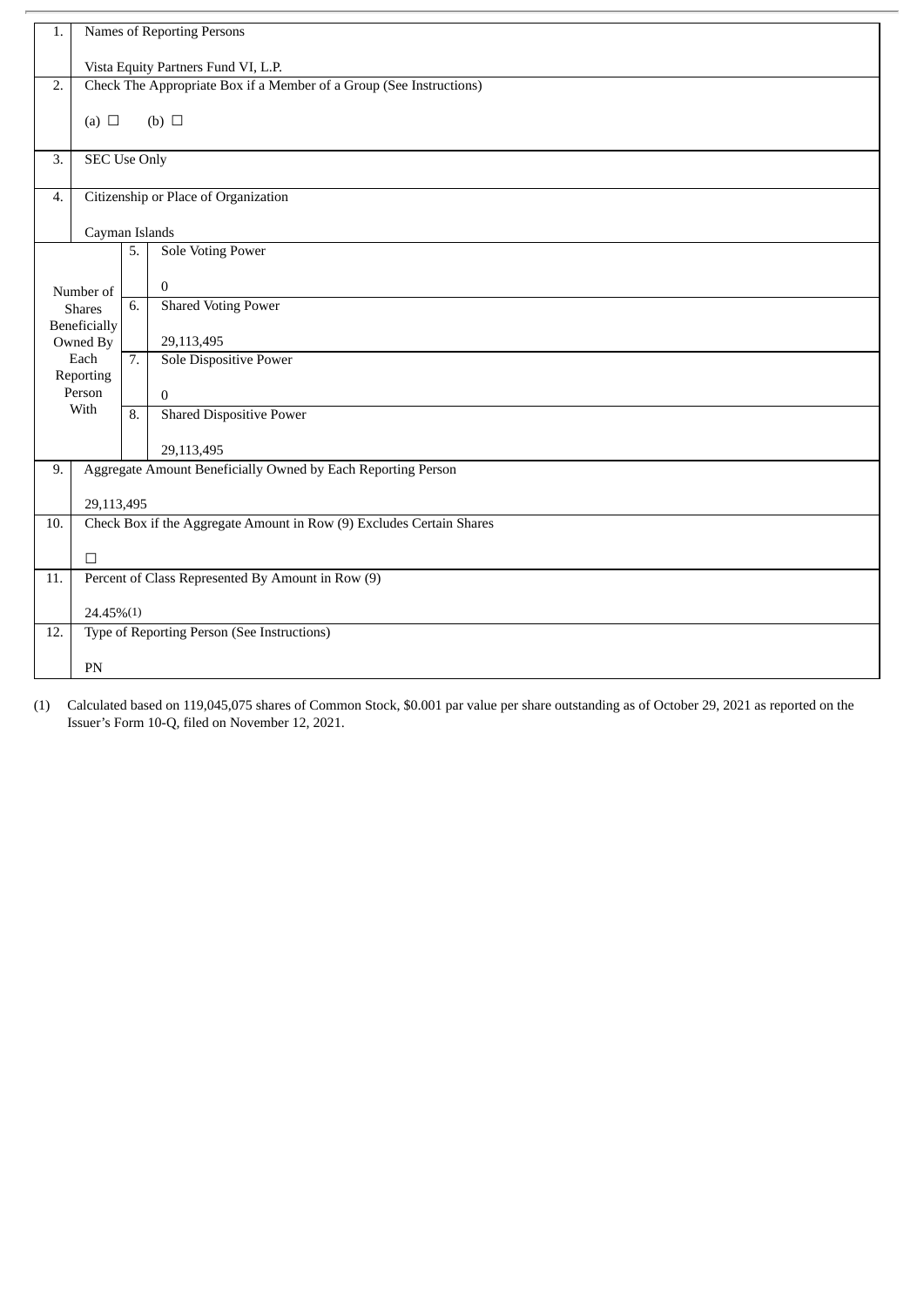| | | | |
|---|---|---|---|
| 1. | Names of Reporting Persons<br><br>Vista Equity Partners Fund VI, L.P. | | |
| 2. | Check The Appropriate Box if a Member of a Group (See Instructions)<br><br>(a) ☐ (b) ☐ | | |
| 3. | SEC Use Only | | |
| 4. | Citizenship or Place of Organization<br><br>Cayman Islands | | |
| Number of Shares Beneficially Owned By Each Reporting Person With | | 5. | Sole Voting Power<br><br>0 |
| | | 6. | Shared Voting Power<br><br>29,113,495 |
| | | 7. | Sole Dispositive Power<br><br>0 |
| | | 8. | Shared Dispositive Power<br><br>29,113,495 |
| 9. | Aggregate Amount Beneficially Owned by Each Reporting Person<br><br>29,113,495 | | |
| 10. | Check Box if the Aggregate Amount in Row (9) Excludes Certain Shares<br><br>☐ | | |
| 11. | Percent of Class Represented By Amount in Row (9)<br><br>24.45%(1) | | |
| 12. | Type of Reporting Person (See Instructions)<br><br>PN | | |

(1) Calculated based on 119,045,075 shares of Common Stock, $0.001 par value per share outstanding as of October 29, 2021 as reported on the Issuer's Form 10-Q, filed on November 12, 2021.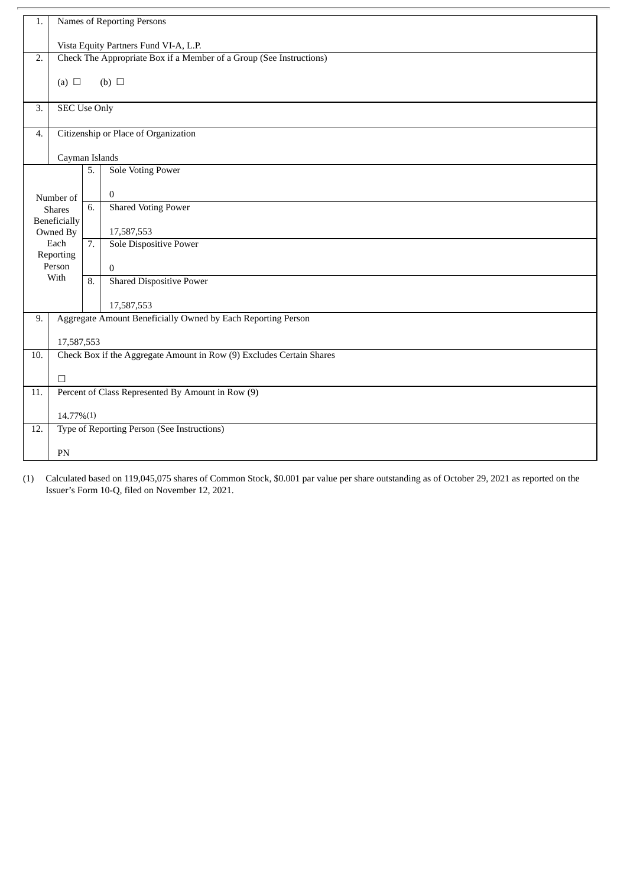| | | | |
|---|---|---|---|
| 1. | Names of Reporting Persons<br><br>Vista Equity Partners Fund VI-A, L.P. | | |
| 2. | Check The Appropriate Box if a Member of a Group (See Instructions)<br><br>(a) ☐ (b) ☐ | | |
| 3. | SEC Use Only | | |
| 4. | Citizenship or Place of Organization<br><br>Cayman Islands | | |
| Number of Shares Beneficially Owned By Each Reporting Person With | | 5. | Sole Voting Power<br><br>0 |
| | | 6. | Shared Voting Power<br><br>17,587,553 |
| | | 7. | Sole Dispositive Power<br><br>0 |
| | | 8. | Shared Dispositive Power<br><br>17,587,553 |
| 9. | Aggregate Amount Beneficially Owned by Each Reporting Person<br><br>17,587,553 | | |
| 10. | Check Box if the Aggregate Amount in Row (9) Excludes Certain Shares<br><br>☐ | | |
| 11. | Percent of Class Represented By Amount in Row (9)<br><br>14.77%(1) | | |
| 12. | Type of Reporting Person (See Instructions)<br><br>PN | | |

(1) Calculated based on 119,045,075 shares of Common Stock, $0.001 par value per share outstanding as of October 29, 2021 as reported on the Issuer's Form 10-Q, filed on November 12, 2021.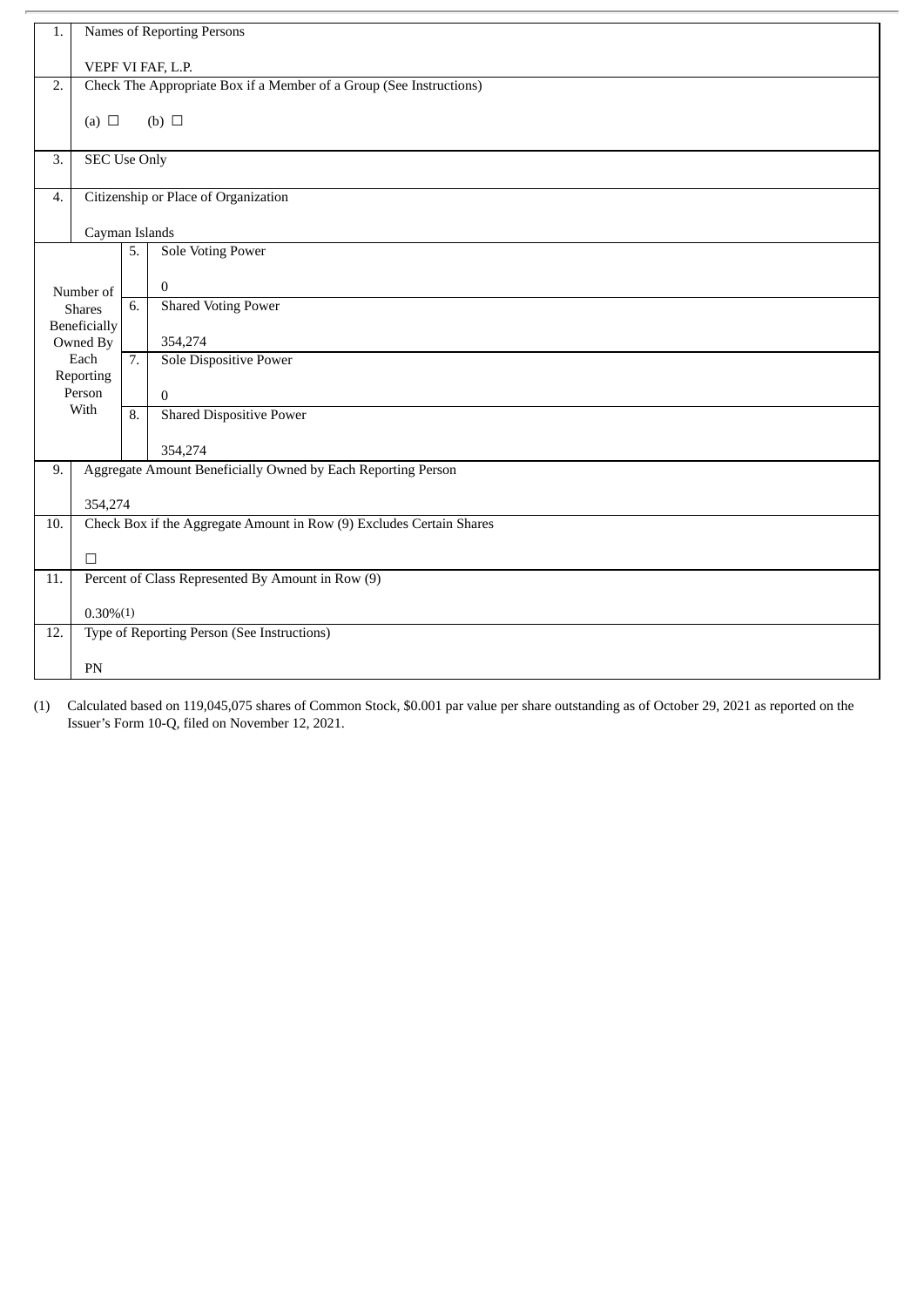| | | | |
|---|---|---|---|
| 1. | Names of Reporting Persons<br><br>VEPF VI FAF, L.P. | | |
| 2. | Check The Appropriate Box if a Member of a Group (See Instructions)<br><br>(a) ☐ (b) ☐ | | |
| 3. | SEC Use Only | | |
| 4. | Citizenship or Place of Organization<br><br>Cayman Islands | | |
| Number of Shares Beneficially Owned By Each Reporting Person With | 5. | Sole Voting Power<br><br>0 | |
| | 6. | Shared Voting Power<br><br>354,274 | |
| | 7. | Sole Dispositive Power<br><br>0 | |
| | 8. | Shared Dispositive Power<br><br>354,274 | |
| 9. | Aggregate Amount Beneficially Owned by Each Reporting Person<br><br>354,274 | | |
| 10. | Check Box if the Aggregate Amount in Row (9) Excludes Certain Shares<br><br>☐ | | |
| 11. | Percent of Class Represented By Amount in Row (9)<br><br>0.30%(1) | | |
| 12. | Type of Reporting Person (See Instructions)<br><br>PN | | |

(1) Calculated based on 119,045,075 shares of Common Stock, $0.001 par value per share outstanding as of October 29, 2021 as reported on the Issuer's Form 10-Q, filed on November 12, 2021.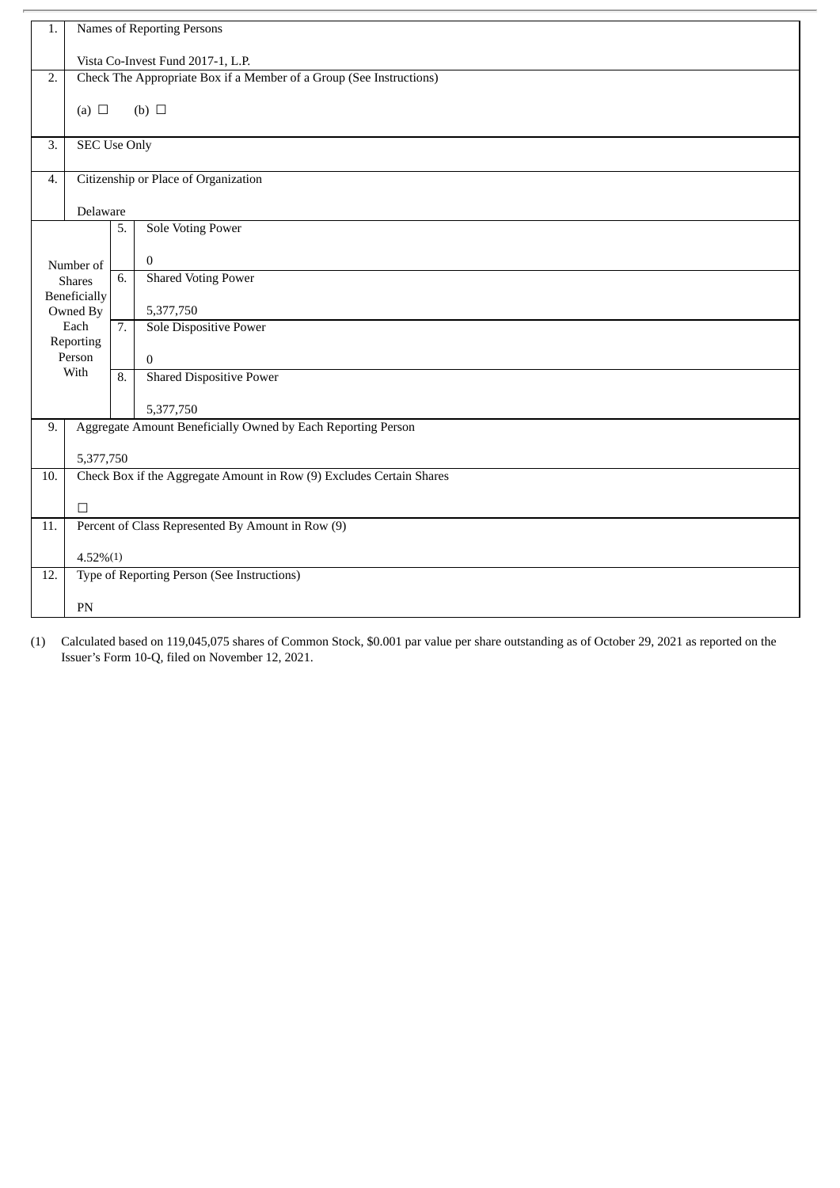| 1. | Names of Reporting Persons<br><br>Vista Co-Invest Fund 2017-1, L.P. | |
|---|---|---|
| 2. | Check The Appropriate Box if a Member of a Group (See Instructions)<br><br>(a) ☐ (b) ☐ | |
| 3. | SEC Use Only | |
| 4. | Citizenship or Place of Organization<br><br>Delaware | |
| Number of Shares Beneficially Owned By Each Reporting Person With | 5. | Sole Voting Power<br><br>0 |
| | 6. | Shared Voting Power<br><br>5,377,750 |
| | 7. | Sole Dispositive Power<br><br>0 |
| | 8. | Shared Dispositive Power<br><br>5,377,750 |
| 9. | Aggregate Amount Beneficially Owned by Each Reporting Person<br><br>5,377,750 | |
| 10. | Check Box if the Aggregate Amount in Row (9) Excludes Certain Shares<br><br>☐ | |
| 11. | Percent of Class Represented By Amount in Row (9)<br><br>4.52%(1) | |
| 12. | Type of Reporting Person (See Instructions)<br><br>PN | |

(1) Calculated based on 119,045,075 shares of Common Stock, $0.001 par value per share outstanding as of October 29, 2021 as reported on the Issuer's Form 10-Q, filed on November 12, 2021.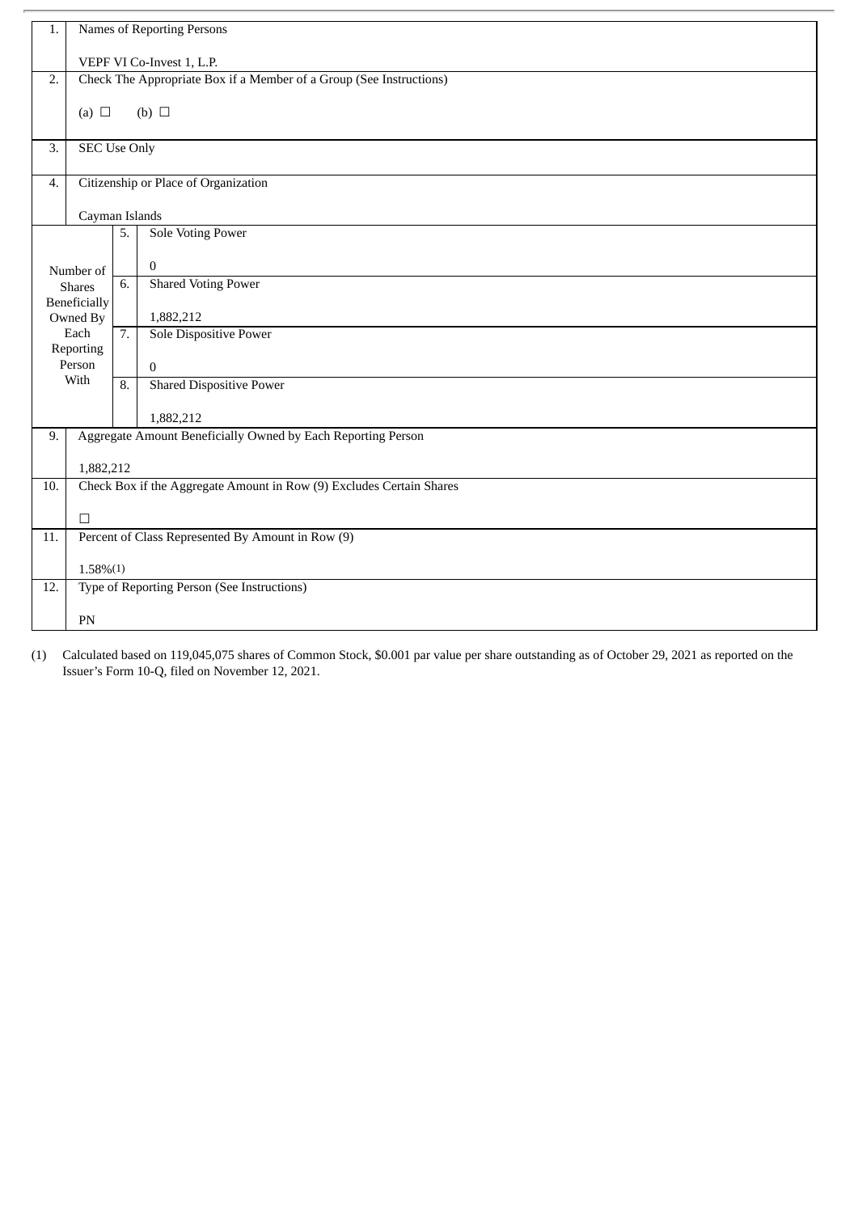| 1. | Names of Reporting Persons<br><br>VEPF VI Co-Invest 1, L.P. | | |
|---|---|---|---|
| 2. | Check The Appropriate Box if a Member of a Group (See Instructions)<br><br>(a) ☐ (b) ☐ | | |
| 3. | SEC Use Only | | |
| 4. | Citizenship or Place of Organization<br><br>Cayman Islands | | |
| Number of Shares Beneficially Owned By Each Reporting Person With | | 5. | Sole Voting Power<br><br>0 |
| | | 6. | Shared Voting Power<br><br>1,882,212 |
| | | 7. | Sole Dispositive Power<br><br>0 |
| | | 8. | Shared Dispositive Power<br><br>1,882,212 |
| 9. | Aggregate Amount Beneficially Owned by Each Reporting Person<br><br>1,882,212 | | |
| 10. | Check Box if the Aggregate Amount in Row (9) Excludes Certain Shares<br><br>☐ | | |
| 11. | Percent of Class Represented By Amount in Row (9)<br><br>1.58%(1) | | |
| 12. | Type of Reporting Person (See Instructions)<br><br>PN | | |

(1) Calculated based on 119,045,075 shares of Common Stock, $0.001 par value per share outstanding as of October 29, 2021 as reported on the Issuer's Form 10-Q, filed on November 12, 2021.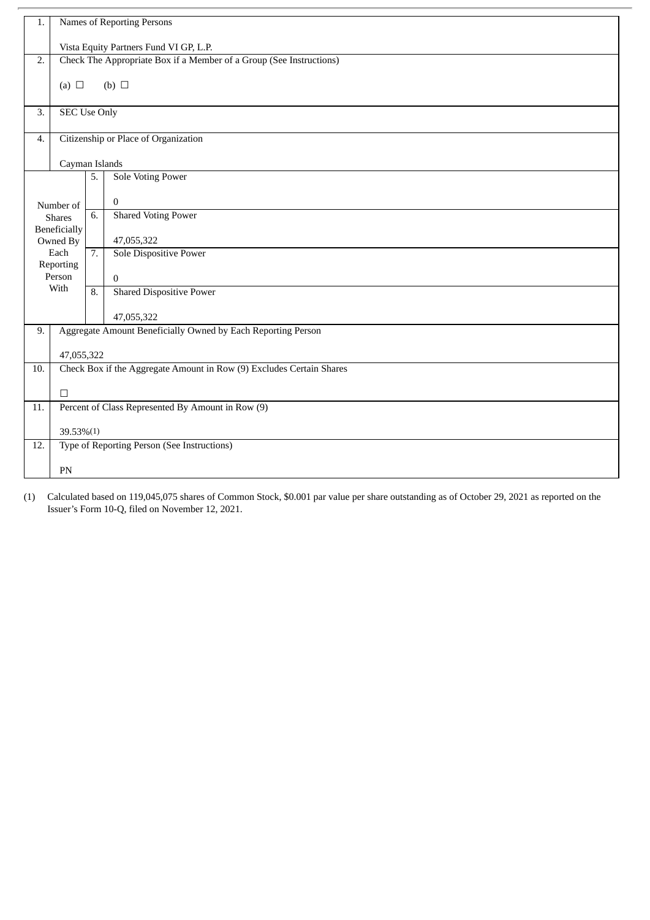| 1. | Names of Reporting Persons<br><br>Vista Equity Partners Fund VI GP, L.P. | |
|---|---|---|
| 2. | Check The Appropriate Box if a Member of a Group (See Instructions)<br><br>(a) ☐ (b) ☐ | |
| 3. | SEC Use Only | |
| 4. | Citizenship or Place of Organization<br><br>Cayman Islands | |
| Number of Shares Beneficially Owned By Each Reporting Person With | 5. | Sole Voting Power<br><br>0 |
| | 6. | Shared Voting Power<br><br>47,055,322 |
| | 7. | Sole Dispositive Power<br><br>0 |
| | 8. | Shared Dispositive Power<br><br>47,055,322 |
| 9. | Aggregate Amount Beneficially Owned by Each Reporting Person<br><br>47,055,322 | |
| 10. | Check Box if the Aggregate Amount in Row (9) Excludes Certain Shares<br><br>☐ | |
| 11. | Percent of Class Represented By Amount in Row (9)<br><br>39.53%(1) | |
| 12. | Type of Reporting Person (See Instructions)<br><br>PN | |

(1) Calculated based on 119,045,075 shares of Common Stock, $0.001 par value per share outstanding as of October 29, 2021 as reported on the Issuer's Form 10-Q, filed on November 12, 2021.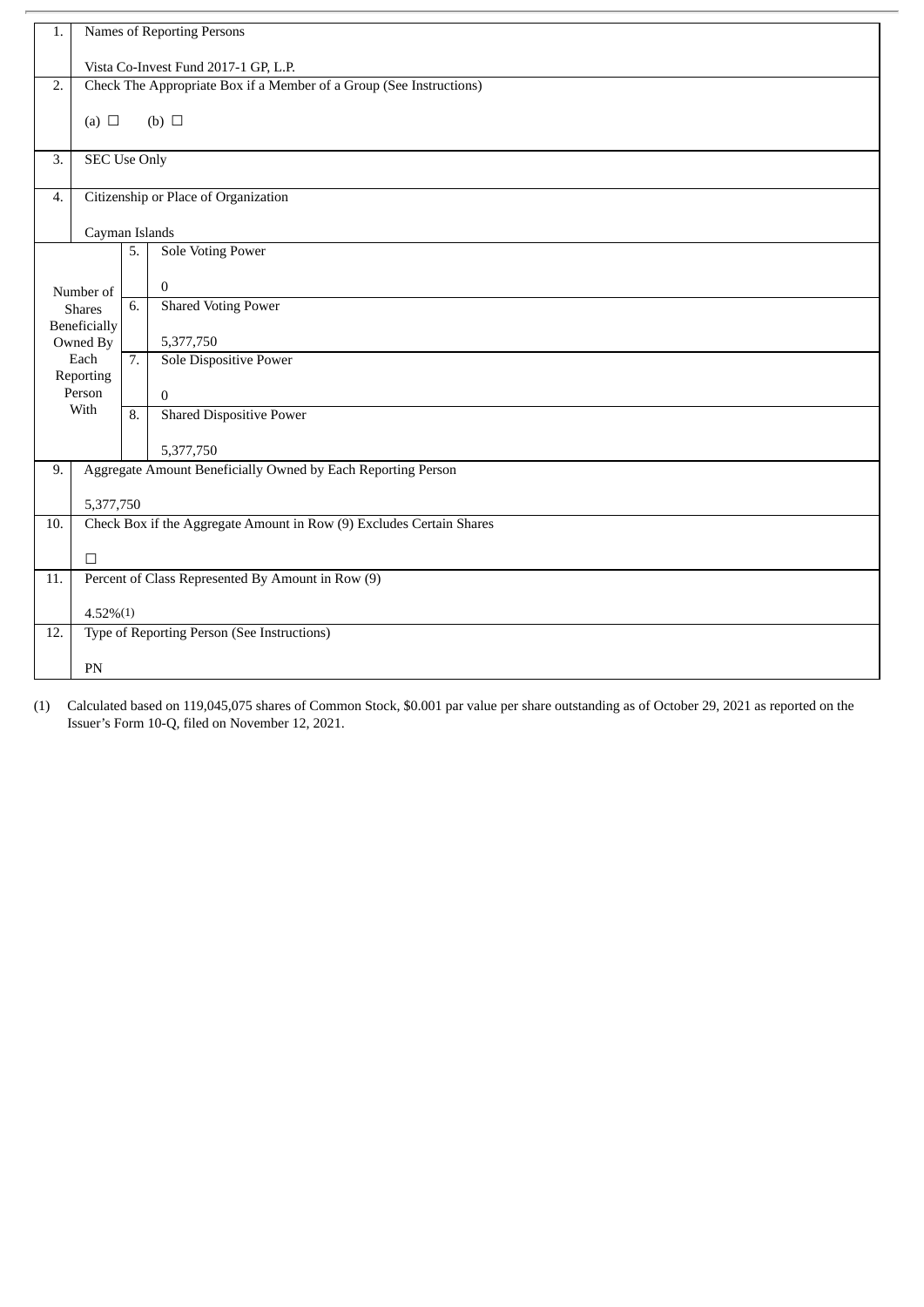| | | | |
|---|---|---|---|
| 1. | Names of Reporting Persons<br><br>Vista Co-Invest Fund 2017-1 GP, L.P. | | |
| 2. | Check The Appropriate Box if a Member of a Group (See Instructions)<br><br>(a) ☐ (b) ☐ | | |
| 3. | SEC Use Only | | |
| 4. | Citizenship or Place of Organization<br><br>Cayman Islands | | |
| Number of Shares Beneficially Owned By Each Reporting Person With | | 5. | Sole Voting Power<br><br>0 |
| | | 6. | Shared Voting Power<br><br>5,377,750 |
| | | 7. | Sole Dispositive Power<br><br>0 |
| | | 8. | Shared Dispositive Power<br><br>5,377,750 |
| 9. | Aggregate Amount Beneficially Owned by Each Reporting Person<br><br>5,377,750 | | |
| 10. | Check Box if the Aggregate Amount in Row (9) Excludes Certain Shares<br><br>☐ | | |
| 11. | Percent of Class Represented By Amount in Row (9)<br><br>4.52%(1) | | |
| 12. | Type of Reporting Person (See Instructions)<br><br>PN | | |

(1) Calculated based on 119,045,075 shares of Common Stock, $0.001 par value per share outstanding as of October 29, 2021 as reported on the Issuer's Form 10-Q, filed on November 12, 2021.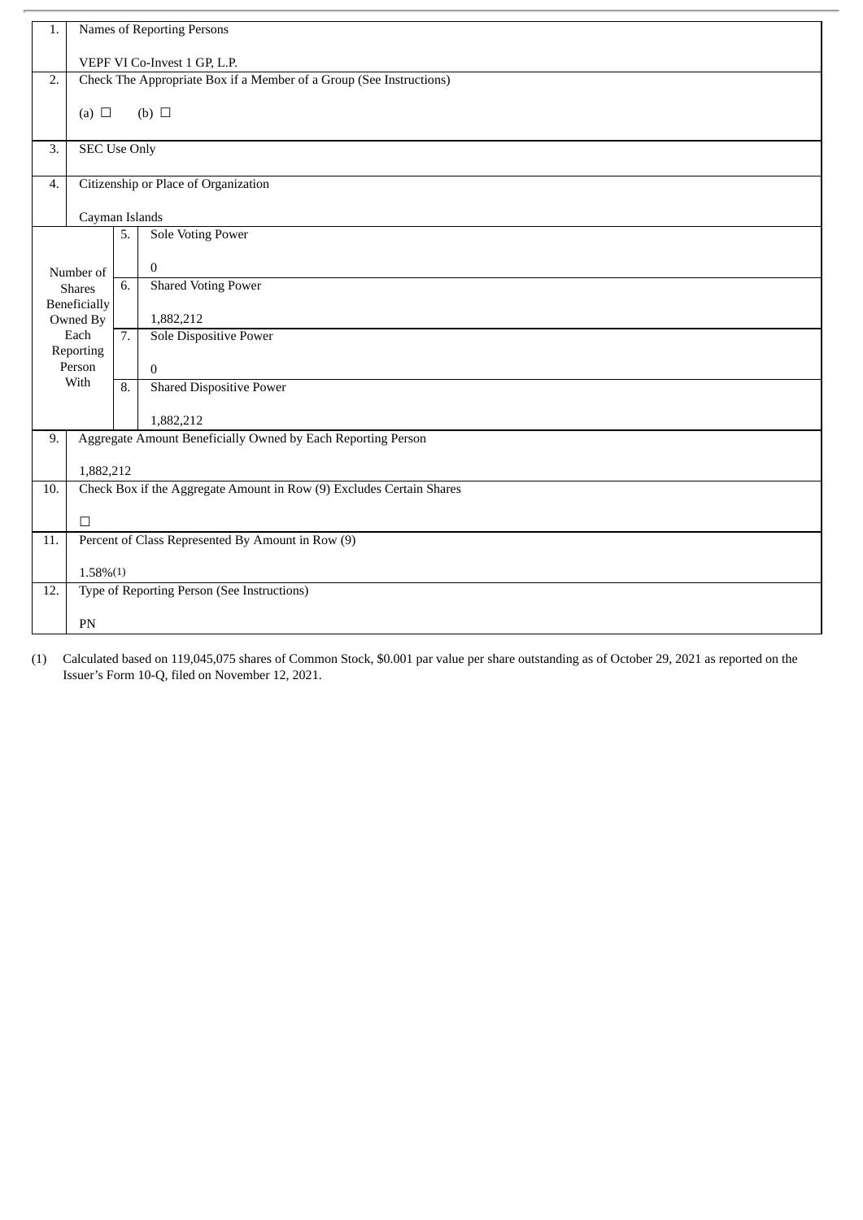| | | | |
|---|---|---|---|
| 1. | Names of Reporting Persons<br><br>VEPF VI Co-Invest 1 GP, L.P. | | |
| 2. | Check The Appropriate Box if a Member of a Group (See Instructions)<br><br>(a) ☐ (b) ☐ | | |
| 3. | SEC Use Only | | |
| 4. | Citizenship or Place of Organization<br><br>Cayman Islands | | |
| Number of Shares Beneficially Owned By Each Reporting Person With | 5. | Sole Voting Power<br><br>0 | |
| | 6. | Shared Voting Power<br><br>1,882,212 | |
| | 7. | Sole Dispositive Power<br><br>0 | |
| | 8. | Shared Dispositive Power<br><br>1,882,212 | |
| 9. | Aggregate Amount Beneficially Owned by Each Reporting Person<br><br>1,882,212 | | |
| 10. | Check Box if the Aggregate Amount in Row (9) Excludes Certain Shares<br><br>☐ | | |
| 11. | Percent of Class Represented By Amount in Row (9)<br><br>1.58%(1) | | |
| 12. | Type of Reporting Person (See Instructions)<br><br>PN | | |

(1) Calculated based on 119,045,075 shares of Common Stock, $0.001 par value per share outstanding as of October 29, 2021 as reported on the Issuer's Form 10-Q, filed on November 12, 2021.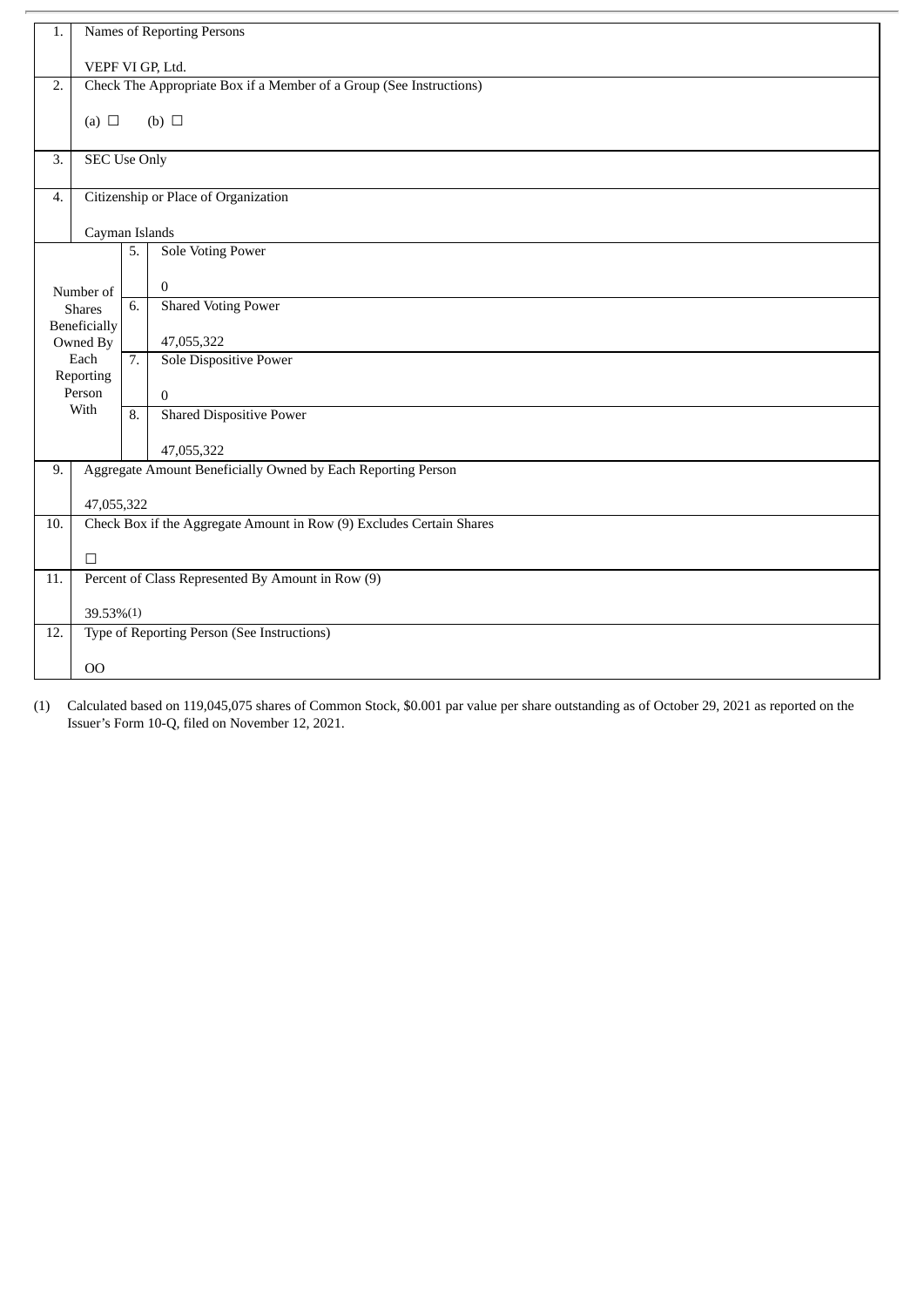| | | | |
|---|---|---|---|
| 1. | Names of Reporting Persons<br><br>VEPF VI GP, Ltd. | | |
| 2. | Check The Appropriate Box if a Member of a Group (See Instructions)<br><br>(a) ☐ (b) ☐ | | |
| 3. | SEC Use Only | | |
| 4. | Citizenship or Place of Organization<br><br>Cayman Islands | | |
| Number of Shares Beneficially Owned By Each Reporting Person With | | 5. | Sole Voting Power<br><br>0 |
| | | 6. | Shared Voting Power<br><br>47,055,322 |
| | | 7. | Sole Dispositive Power<br><br>0 |
| | | 8. | Shared Dispositive Power<br><br>47,055,322 |
| 9. | Aggregate Amount Beneficially Owned by Each Reporting Person<br><br>47,055,322 | | |
| 10. | Check Box if the Aggregate Amount in Row (9) Excludes Certain Shares<br><br>☐ | | |
| 11. | Percent of Class Represented By Amount in Row (9)<br><br>39.53%(1) | | |
| 12. | Type of Reporting Person (See Instructions)<br><br>OO | | |

(1) Calculated based on 119,045,075 shares of Common Stock, $0.001 par value per share outstanding as of October 29, 2021 as reported on the Issuer's Form 10-Q, filed on November 12, 2021.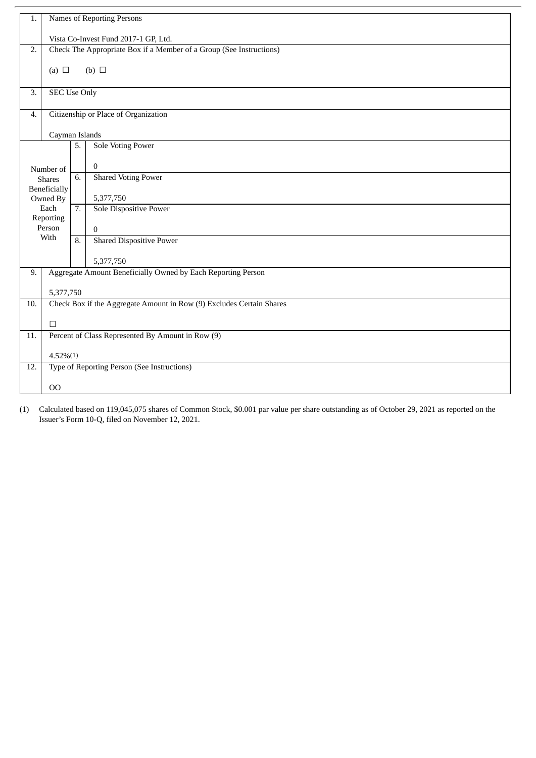| | | | |
|---|---|---|---|
| 1. | Names of Reporting Persons<br><br>Vista Co-Invest Fund 2017-1 GP, Ltd. | | |
| 2. | Check The Appropriate Box if a Member of a Group (See Instructions)<br><br>(a) ☐ (b) ☐ | | |
| 3. | SEC Use Only | | |
| 4. | Citizenship or Place of Organization<br><br>Cayman Islands | | |
| Number of Shares Beneficially Owned By Each Reporting Person With | 5. | Sole Voting Power<br><br>0 | |
| | 6. | Shared Voting Power<br><br>5,377,750 | |
| | 7. | Sole Dispositive Power<br><br>0 | |
| | 8. | Shared Dispositive Power<br><br>5,377,750 | |
| 9. | Aggregate Amount Beneficially Owned by Each Reporting Person<br><br>5,377,750 | | |
| 10. | Check Box if the Aggregate Amount in Row (9) Excludes Certain Shares<br><br>☐ | | |
| 11. | Percent of Class Represented By Amount in Row (9)<br><br>4.52%(1) | | |
| 12. | Type of Reporting Person (See Instructions)<br><br>OO | | |

(1) Calculated based on 119,045,075 shares of Common Stock, $0.001 par value per share outstanding as of October 29, 2021 as reported on the Issuer's Form 10-Q, filed on November 12, 2021.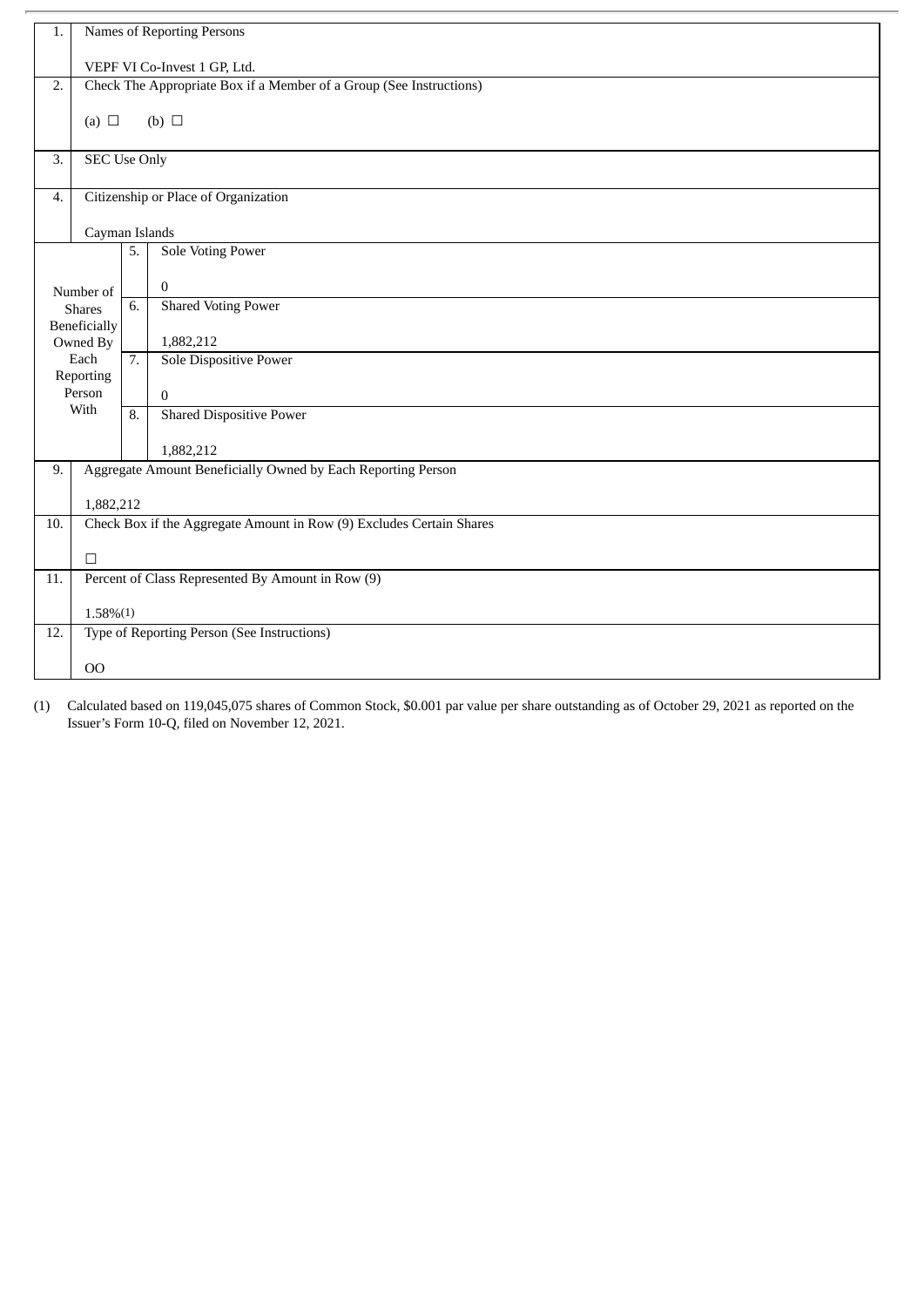| | | | |
|---|---|---|---|
| 1. | Names of Reporting Persons<br><br>VEPF VI Co-Invest 1 GP, Ltd. | | |
| 2. | Check The Appropriate Box if a Member of a Group (See Instructions)<br><br>(a) ☐ (b) ☐ | | |
| 3. | SEC Use Only | | |
| 4. | Citizenship or Place of Organization<br><br>Cayman Islands | | |
| Number of Shares Beneficially Owned By Each Reporting Person With | 5. | Sole Voting Power<br><br>0 | |
| | 6. | Shared Voting Power<br><br>1,882,212 | |
| | 7. | Sole Dispositive Power<br><br>0 | |
| | 8. | Shared Dispositive Power<br><br>1,882,212 | |
| 9. | Aggregate Amount Beneficially Owned by Each Reporting Person<br><br>1,882,212 | | |
| 10. | Check Box if the Aggregate Amount in Row (9) Excludes Certain Shares<br><br>☐ | | |
| 11. | Percent of Class Represented By Amount in Row (9)<br><br>1.58%(1) | | |
| 12. | Type of Reporting Person (See Instructions)<br><br>OO | | |

(1) Calculated based on 119,045,075 shares of Common Stock, $0.001 par value per share outstanding as of October 29, 2021 as reported on the Issuer's Form 10-Q, filed on November 12, 2021.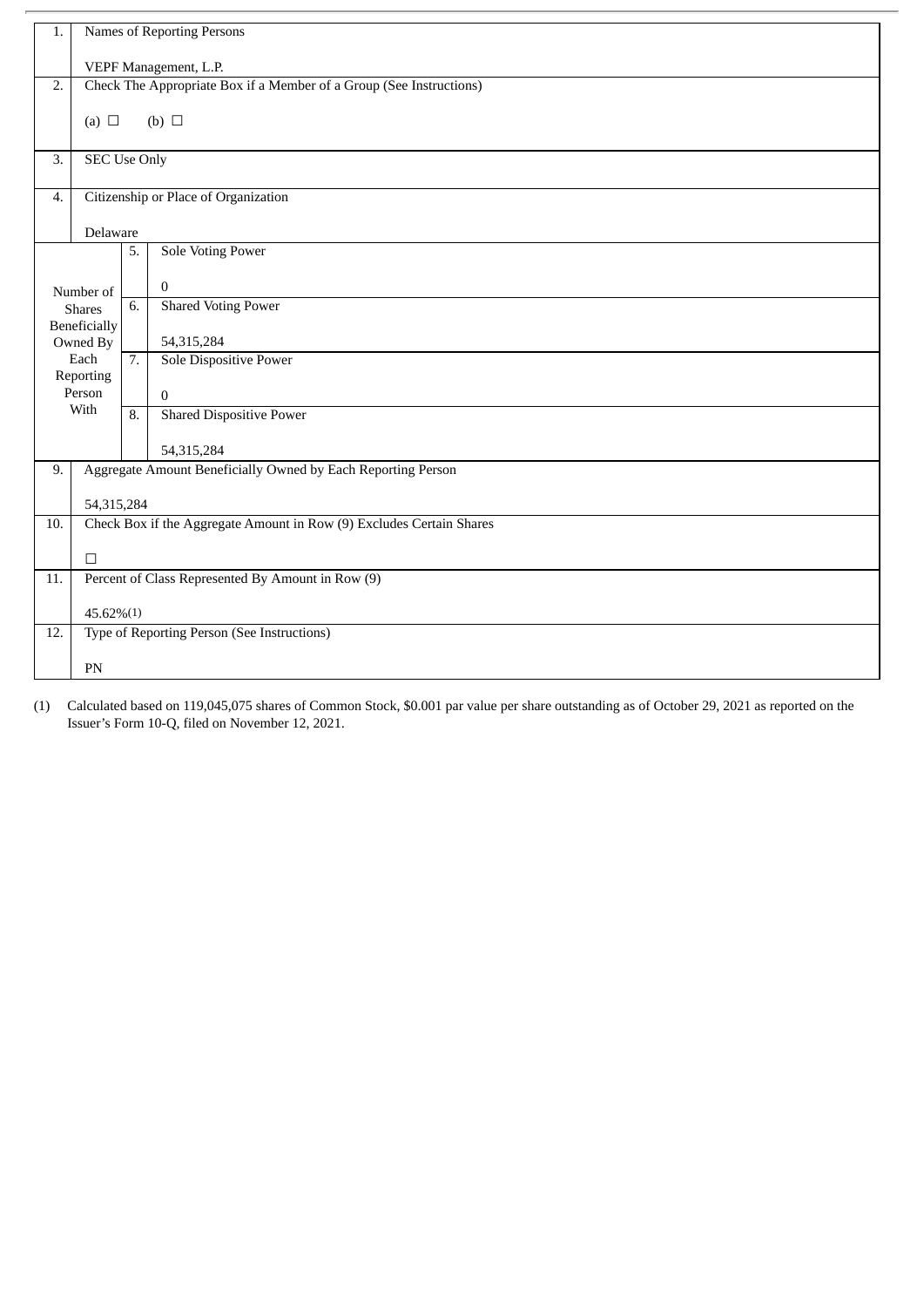| 1. | Names of Reporting Persons<br><br>VEPF Management, L.P. | | |
|---|---|---|---|
| 2. | Check The Appropriate Box if a Member of a Group (See Instructions)<br><br>(a) ☐ (b) ☐ | | |
| 3. | SEC Use Only | | |
| 4. | Citizenship or Place of Organization<br><br>Delaware | | |
| Number of Shares Beneficially Owned By Each Reporting Person With | 5. | Sole Voting Power<br><br>0 | |
| | 6. | Shared Voting Power<br><br>54,315,284 | |
| | 7. | Sole Dispositive Power<br><br>0 | |
| | 8. | Shared Dispositive Power<br><br>54,315,284 | |
| 9. | Aggregate Amount Beneficially Owned by Each Reporting Person<br><br>54,315,284 | | |
| 10. | Check Box if the Aggregate Amount in Row (9) Excludes Certain Shares<br><br>☐ | | |
| 11. | Percent of Class Represented By Amount in Row (9)<br><br>45.62%(1) | | |
| 12. | Type of Reporting Person (See Instructions)<br><br>PN | | |

(1) Calculated based on 119,045,075 shares of Common Stock, $0.001 par value per share outstanding as of October 29, 2021 as reported on the Issuer's Form 10-Q, filed on November 12, 2021.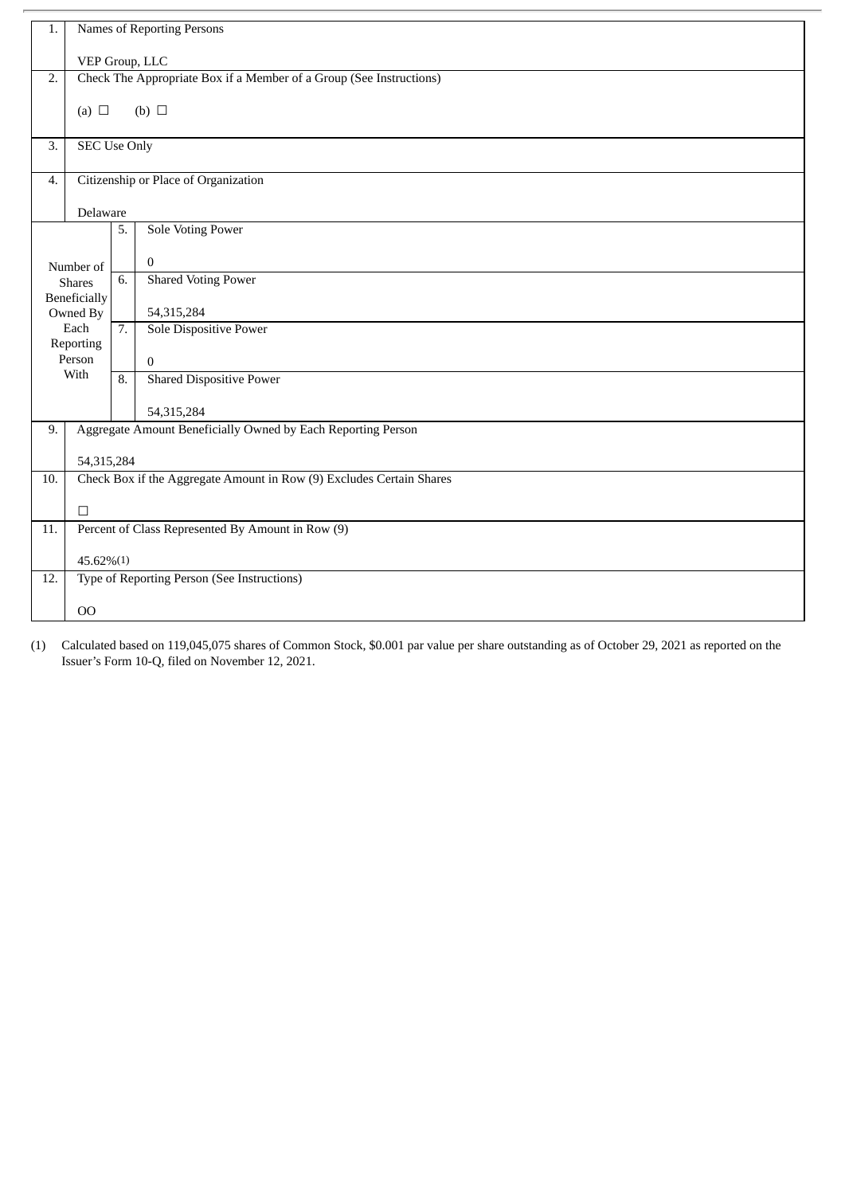| 1. | Names of Reporting Persons<br><br>VEP Group, LLC | | |
|---|---|---|---|
| 2. | Check The Appropriate Box if a Member of a Group (See Instructions)<br><br>(a) ☐ (b) ☐ | | |
| 3. | SEC Use Only | | |
| 4. | Citizenship or Place of Organization<br><br>Delaware | | |
| Number of Shares Beneficially Owned By Each Reporting Person With | | 5. | Sole Voting Power<br><br>0 |
| | | 6. | Shared Voting Power<br><br>54,315,284 |
| | | 7. | Sole Dispositive Power<br><br>0 |
| | | 8. | Shared Dispositive Power<br><br>54,315,284 |
| 9. | Aggregate Amount Beneficially Owned by Each Reporting Person<br><br>54,315,284 | | |
| 10. | Check Box if the Aggregate Amount in Row (9) Excludes Certain Shares<br><br>☐ | | |
| 11. | Percent of Class Represented By Amount in Row (9)<br><br>45.62%(1) | | |
| 12. | Type of Reporting Person (See Instructions)<br><br>OO | | |

(1) Calculated based on 119,045,075 shares of Common Stock, $0.001 par value per share outstanding as of October 29, 2021 as reported on the Issuer's Form 10-Q, filed on November 12, 2021.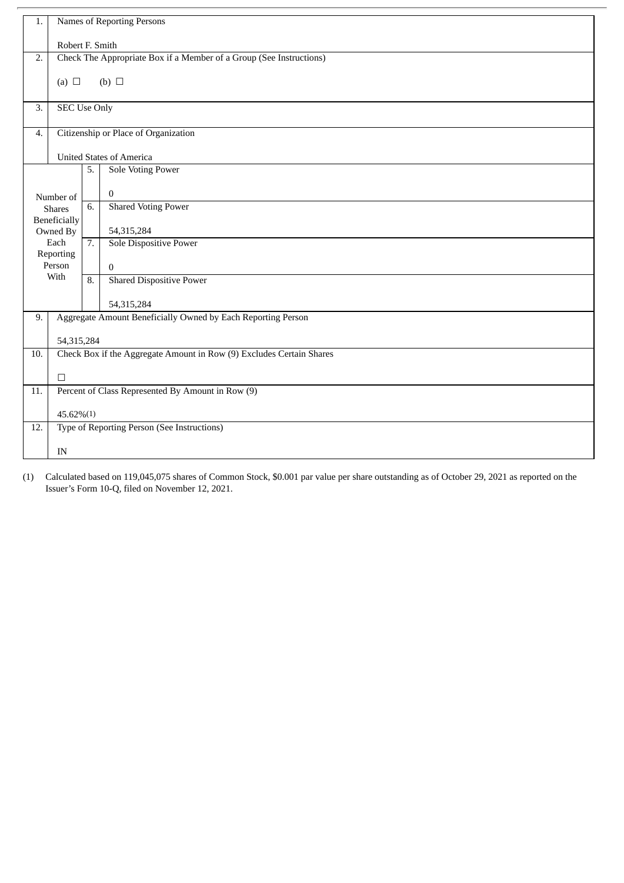| | | | |
|---|---|---|---|
| 1. | Names of Reporting Persons<br><br>Robert F. Smith | | |
| 2. | Check The Appropriate Box if a Member of a Group (See Instructions)<br><br>(a) ☐ (b) ☐ | | |
| 3. | SEC Use Only | | |
| 4. | Citizenship or Place of Organization<br><br>United States of America | | |
| Number of Shares Beneficially Owned By Each Reporting Person With | 5. | Sole Voting Power<br><br>0 | |
| | 6. | Shared Voting Power<br><br>54,315,284 | |
| | 7. | Sole Dispositive Power<br><br>0 | |
| | 8. | Shared Dispositive Power<br><br>54,315,284 | |
| 9. | Aggregate Amount Beneficially Owned by Each Reporting Person<br><br>54,315,284 | | |
| 10. | Check Box if the Aggregate Amount in Row (9) Excludes Certain Shares<br><br>☐ | | |
| 11. | Percent of Class Represented By Amount in Row (9)<br><br>45.62%(1) | | |
| 12. | Type of Reporting Person (See Instructions)<br><br>IN | | |

(1) Calculated based on 119,045,075 shares of Common Stock, $0.001 par value per share outstanding as of October 29, 2021 as reported on the Issuer's Form 10-Q, filed on November 12, 2021.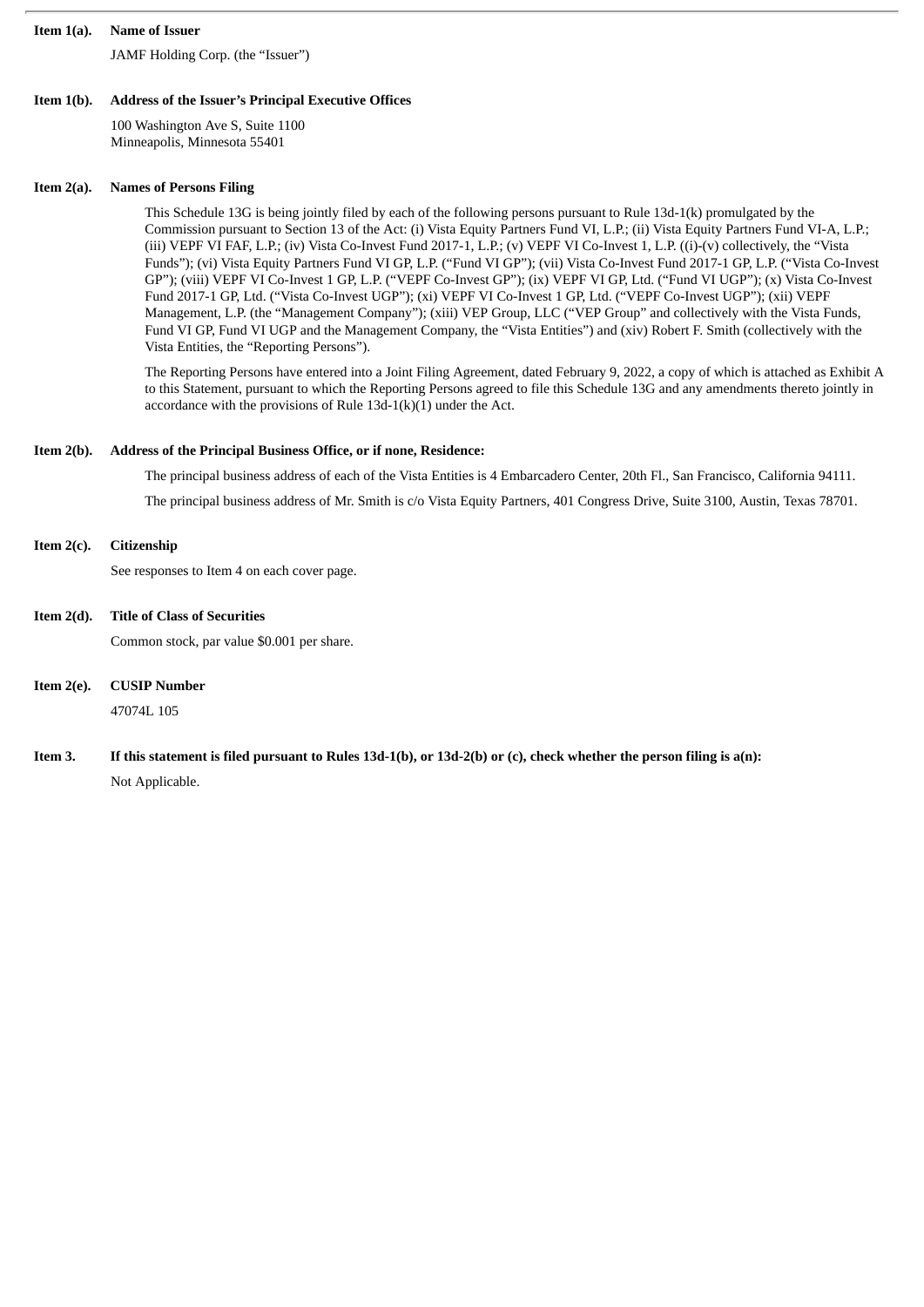**Item 1(a). Name of Issuer**

JAMF Holding Corp. (the "Issuer")

**Item 1(b). Address of the Issuer's Principal Executive Offices**

100 Washington Ave S, Suite 1100
Minneapolis, Minnesota 55401

**Item 2(a). Names of Persons Filing**

This Schedule 13G is being jointly filed by each of the following persons pursuant to Rule 13d-1(k) promulgated by the Commission pursuant to Section 13 of the Act: (i) Vista Equity Partners Fund VI, L.P.; (ii) Vista Equity Partners Fund VI-A, L.P.; (iii) VEPF VI FAF, L.P.; (iv) Vista Co-Invest Fund 2017-1, L.P.; (v) VEPF VI Co-Invest 1, L.P. ((i)-(v) collectively, the "Vista Funds"); (vi) Vista Equity Partners Fund VI GP, L.P. ("Fund VI GP"); (vii) Vista Co-Invest Fund 2017-1 GP, L.P. ("Vista Co-Invest GP"); (viii) VEPF VI Co-Invest 1 GP, L.P. ("VEPF Co-Invest GP"); (ix) VEPF VI GP, Ltd. ("Fund VI UGP"); (x) Vista Co-Invest Fund 2017-1 GP, Ltd. ("Vista Co-Invest UGP"); (xi) VEPF VI Co-Invest 1 GP, Ltd. ("VEPF Co-Invest UGP"); (xii) VEPF Management, L.P. (the "Management Company"); (xiii) VEP Group, LLC ("VEP Group" and collectively with the Vista Funds, Fund VI GP, Fund VI UGP and the Management Company, the "Vista Entities") and (xiv) Robert F. Smith (collectively with the Vista Entities, the "Reporting Persons").

The Reporting Persons have entered into a Joint Filing Agreement, dated February 9, 2022, a copy of which is attached as Exhibit A to this Statement, pursuant to which the Reporting Persons agreed to file this Schedule 13G and any amendments thereto jointly in accordance with the provisions of Rule 13d-1(k)(1) under the Act.

**Item 2(b). Address of the Principal Business Office, or if none, Residence:**

The principal business address of each of the Vista Entities is 4 Embarcadero Center, 20th Fl., San Francisco, California 94111.

The principal business address of Mr. Smith is c/o Vista Equity Partners, 401 Congress Drive, Suite 3100, Austin, Texas 78701.

**Item 2(c). Citizenship**

See responses to Item 4 on each cover page.

**Item 2(d). Title of Class of Securities**

Common stock, par value $0.001 per share.

**Item 2(e). CUSIP Number**

47074L 105

**Item 3. If this statement is filed pursuant to Rules 13d-1(b), or 13d-2(b) or (c), check whether the person filing is a(n):**

Not Applicable.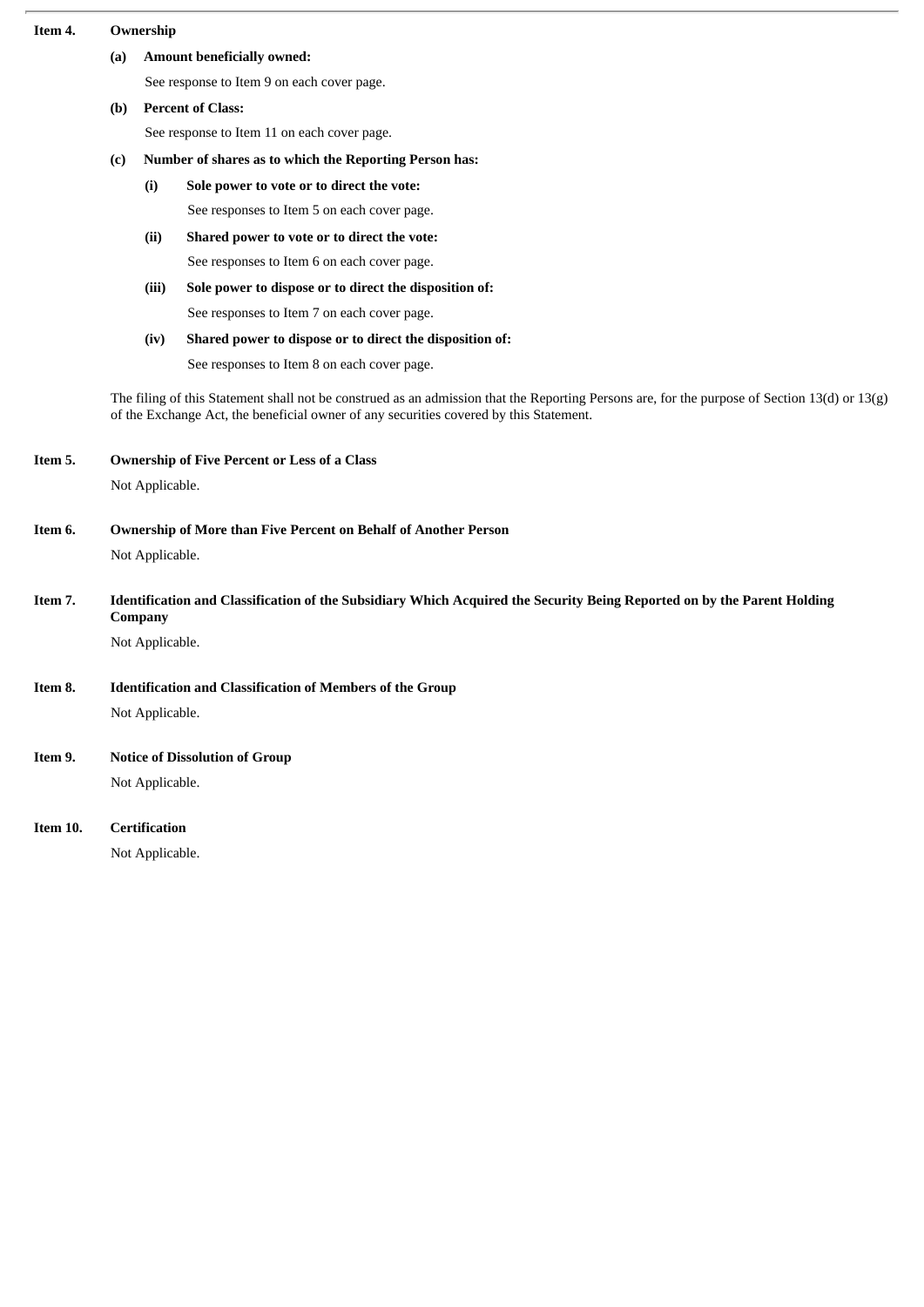**Item 4. Ownership**

**(a) Amount beneficially owned:**

See response to Item 9 on each cover page.

**(b) Percent of Class:**

See response to Item 11 on each cover page.

**(c) Number of shares as to which the Reporting Person has:**

**(i) Sole power to vote or to direct the vote:**

See responses to Item 5 on each cover page.

**(ii) Shared power to vote or to direct the vote:**

See responses to Item 6 on each cover page.

**(iii) Sole power to dispose or to direct the disposition of:**

See responses to Item 7 on each cover page.

**(iv) Shared power to dispose or to direct the disposition of:**

See responses to Item 8 on each cover page.

The filing of this Statement shall not be construed as an admission that the Reporting Persons are, for the purpose of Section 13(d) or 13(g) of the Exchange Act, the beneficial owner of any securities covered by this Statement.

**Item 5. Ownership of Five Percent or Less of a Class**

Not Applicable.

**Item 6. Ownership of More than Five Percent on Behalf of Another Person**

Not Applicable.

**Item 7. Identification and Classification of the Subsidiary Which Acquired the Security Being Reported on by the Parent Holding Company**

Not Applicable.

**Item 8. Identification and Classification of Members of the Group**

Not Applicable.

**Item 9. Notice of Dissolution of Group**

Not Applicable.

**Item 10. Certification**

Not Applicable.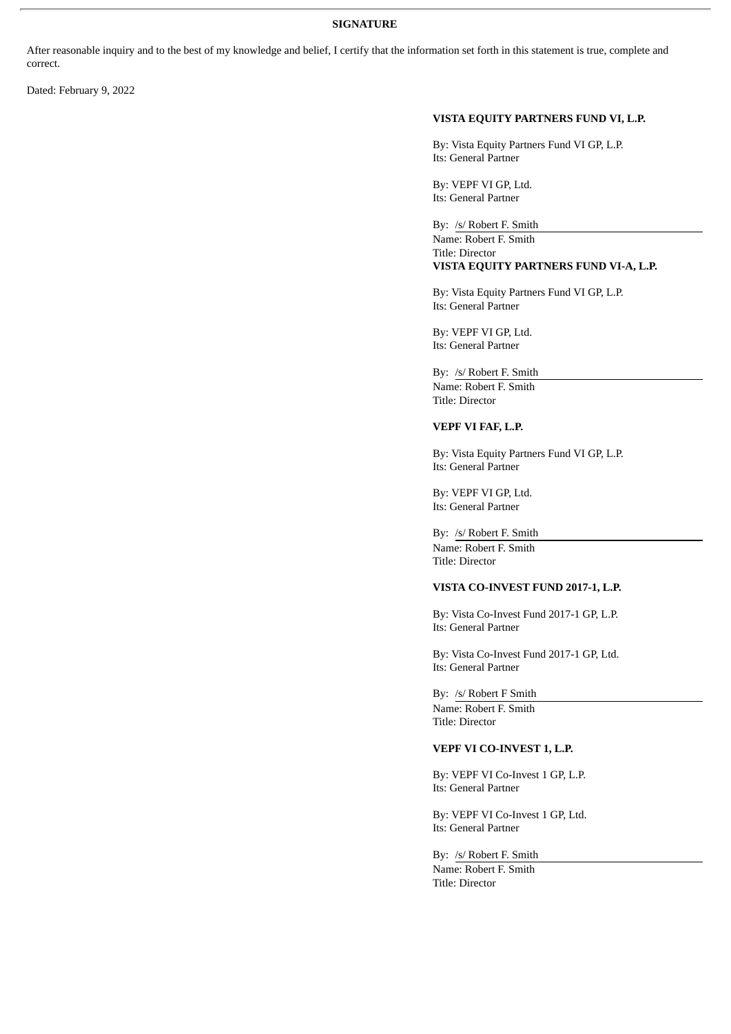**SIGNATURE**

After reasonable inquiry and to the best of my knowledge and belief, I certify that the information set forth in this statement is true, complete and correct.

Dated: February 9, 2022

**VISTA EQUITY PARTNERS FUND VI, L.P.**

By: Vista Equity Partners Fund VI GP, L.P.
Its: General Partner

By: VEPF VI GP, Ltd.
Its: General Partner

By: /s/ Robert F. Smith
Name: Robert F. Smith
Title: Director

**VISTA EQUITY PARTNERS FUND VI-A, L.P.**

By: Vista Equity Partners Fund VI GP, L.P.
Its: General Partner

By: VEPF VI GP, Ltd.
Its: General Partner

By: /s/ Robert F. Smith
Name: Robert F. Smith
Title: Director

**VEPF VI FAF, L.P.**

By: Vista Equity Partners Fund VI GP, L.P.
Its: General Partner

By: VEPF VI GP, Ltd.
Its: General Partner

By: /s/ Robert F. Smith
Name: Robert F. Smith
Title: Director

**VISTA CO-INVEST FUND 2017-1, L.P.**

By: Vista Co-Invest Fund 2017-1 GP, L.P.
Its: General Partner

By: Vista Co-Invest Fund 2017-1 GP, Ltd.
Its: General Partner

By: /s/ Robert F Smith
Name: Robert F. Smith
Title: Director

**VEPF VI CO-INVEST 1, L.P.**

By: VEPF VI Co-Invest 1 GP, L.P.
Its: General Partner

By: VEPF VI Co-Invest 1 GP, Ltd.
Its: General Partner

By: /s/ Robert F. Smith
Name: Robert F. Smith
Title: Director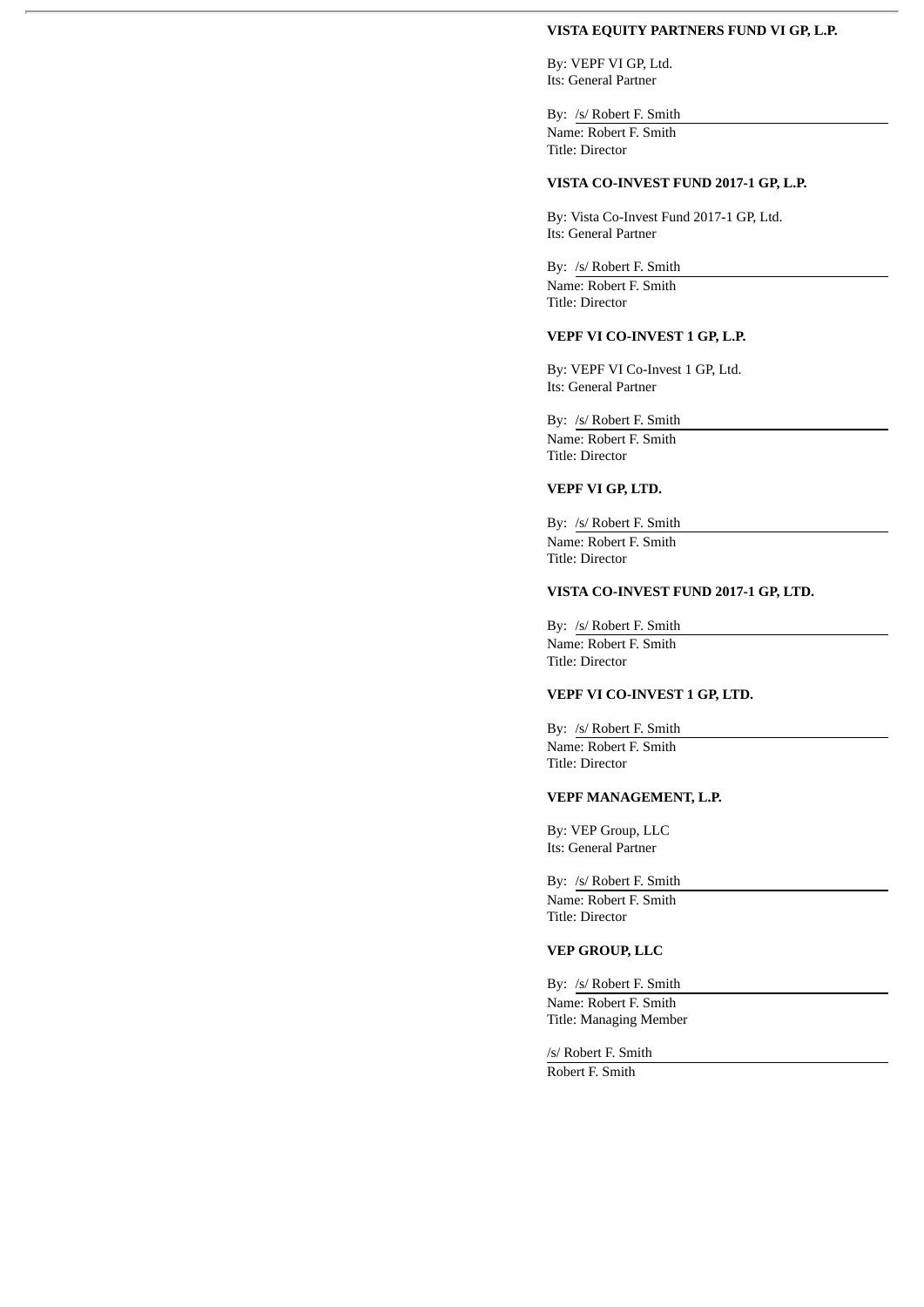**VISTA EQUITY PARTNERS FUND VI GP, L.P.**

By: VEPF VI GP, Ltd.
Its: General Partner

By: /s/ Robert F. Smith
Name: Robert F. Smith
Title: Director

**VISTA CO-INVEST FUND 2017-1 GP, L.P.**

By: Vista Co-Invest Fund 2017-1 GP, Ltd.
Its: General Partner

By: /s/ Robert F. Smith
Name: Robert F. Smith
Title: Director

**VEPF VI CO-INVEST 1 GP, L.P.**

By: VEPF VI Co-Invest 1 GP, Ltd.
Its: General Partner

By: /s/ Robert F. Smith
Name: Robert F. Smith
Title: Director

**VEPF VI GP, LTD.**

By: /s/ Robert F. Smith
Name: Robert F. Smith
Title: Director

**VISTA CO-INVEST FUND 2017-1 GP, LTD.**

By: /s/ Robert F. Smith
Name: Robert F. Smith
Title: Director

**VEPF VI CO-INVEST 1 GP, LTD.**

By: /s/ Robert F. Smith
Name: Robert F. Smith
Title: Director

**VEPF MANAGEMENT, L.P.**

By: VEP Group, LLC
Its: General Partner

By: /s/ Robert F. Smith
Name: Robert F. Smith
Title: Director

**VEP GROUP, LLC**

By: /s/ Robert F. Smith
Name: Robert F. Smith
Title: Managing Member

/s/ Robert F. Smith
Robert F. Smith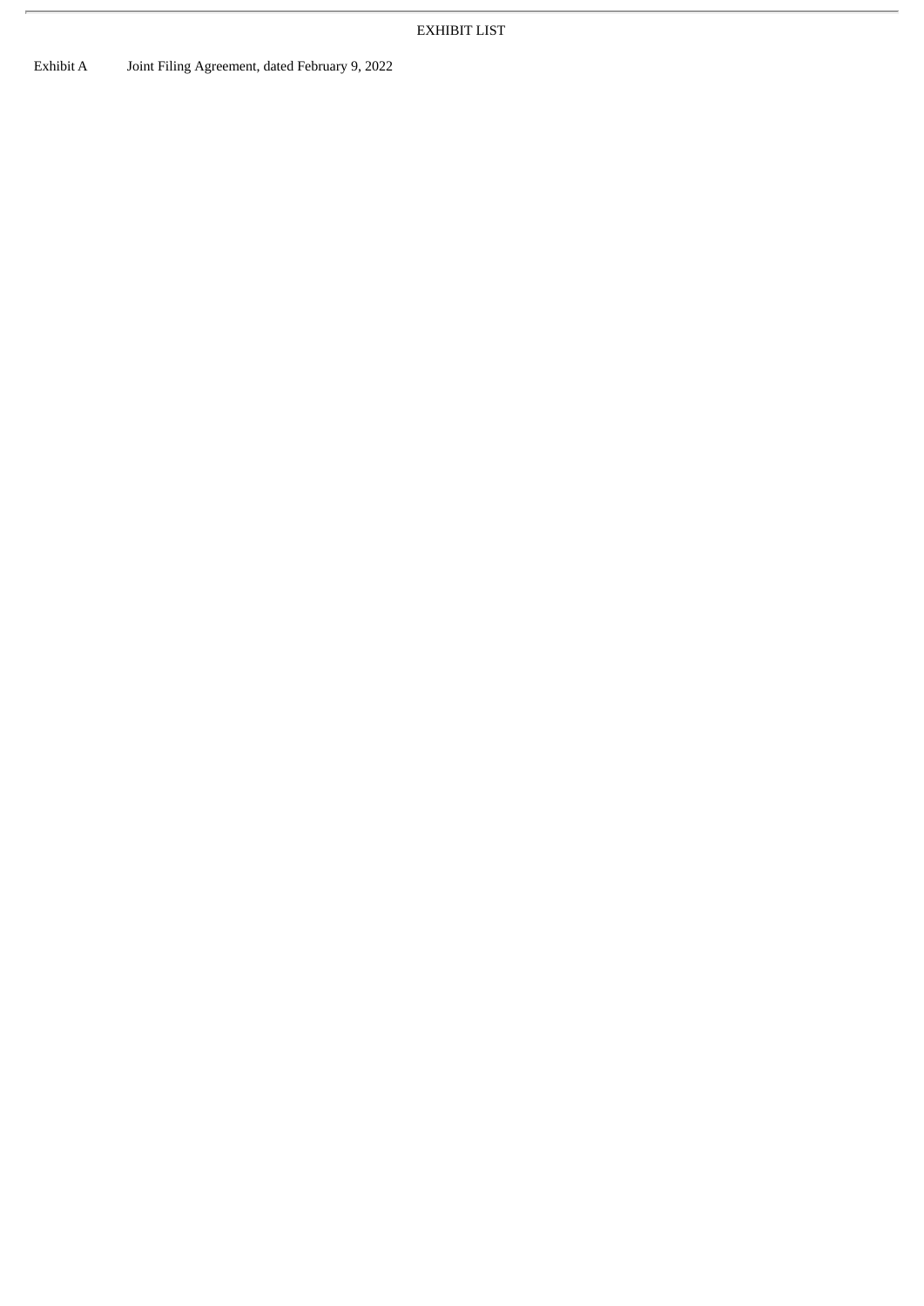## EXHIBIT LIST

| | |
|---|---|
| Exhibit A | Joint Filing Agreement, dated February 9, 2022 |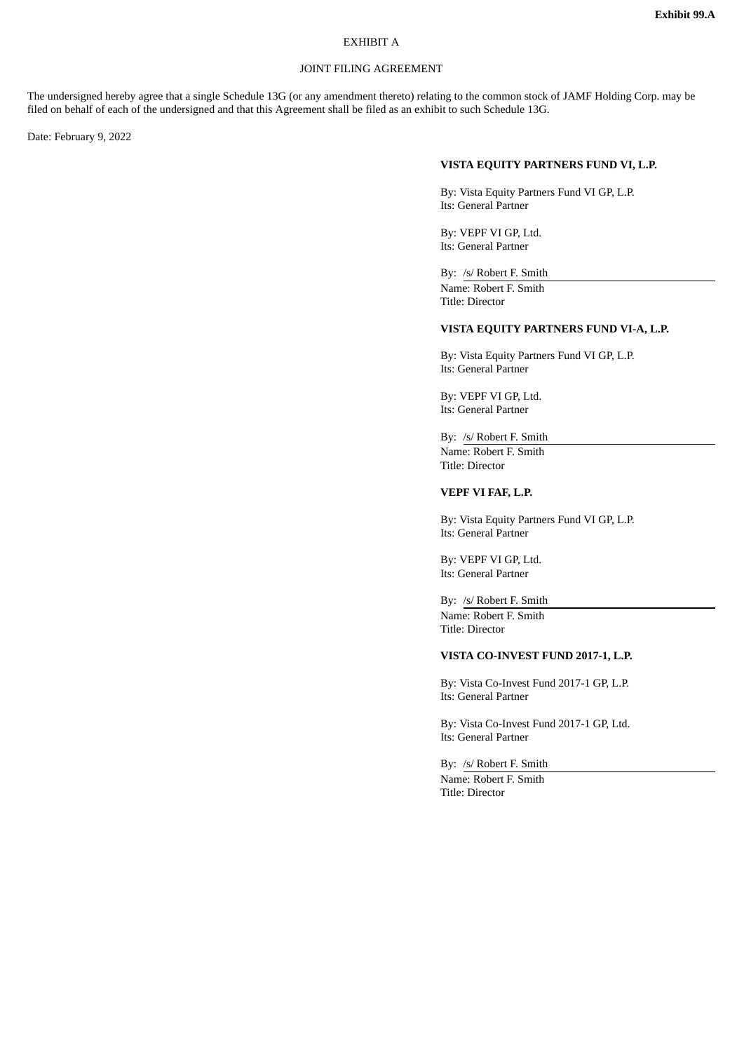**Exhibit 99.A**

EXHIBIT A

JOINT FILING AGREEMENT

The undersigned hereby agree that a single Schedule 13G (or any amendment thereto) relating to the common stock of JAMF Holding Corp. may be filed on behalf of each of the undersigned and that this Agreement shall be filed as an exhibit to such Schedule 13G.

Date: February 9, 2022

**VISTA EQUITY PARTNERS FUND VI, L.P.**

By: Vista Equity Partners Fund VI GP, L.P.
Its: General Partner

By: VEPF VI GP, Ltd.
Its: General Partner

By: /s/ Robert F. Smith
Name: Robert F. Smith
Title: Director

**VISTA EQUITY PARTNERS FUND VI-A, L.P.**

By: Vista Equity Partners Fund VI GP, L.P.
Its: General Partner

By: VEPF VI GP, Ltd.
Its: General Partner

By: /s/ Robert F. Smith
Name: Robert F. Smith
Title: Director

**VEPF VI FAF, L.P.**

By: Vista Equity Partners Fund VI GP, L.P.
Its: General Partner

By: VEPF VI GP, Ltd.
Its: General Partner

By: /s/ Robert F. Smith
Name: Robert F. Smith
Title: Director

**VISTA CO-INVEST FUND 2017-1, L.P.**

By: Vista Co-Invest Fund 2017-1 GP, L.P.
Its: General Partner

By: Vista Co-Invest Fund 2017-1 GP, Ltd.
Its: General Partner

By: /s/ Robert F. Smith
Name: Robert F. Smith
Title: Director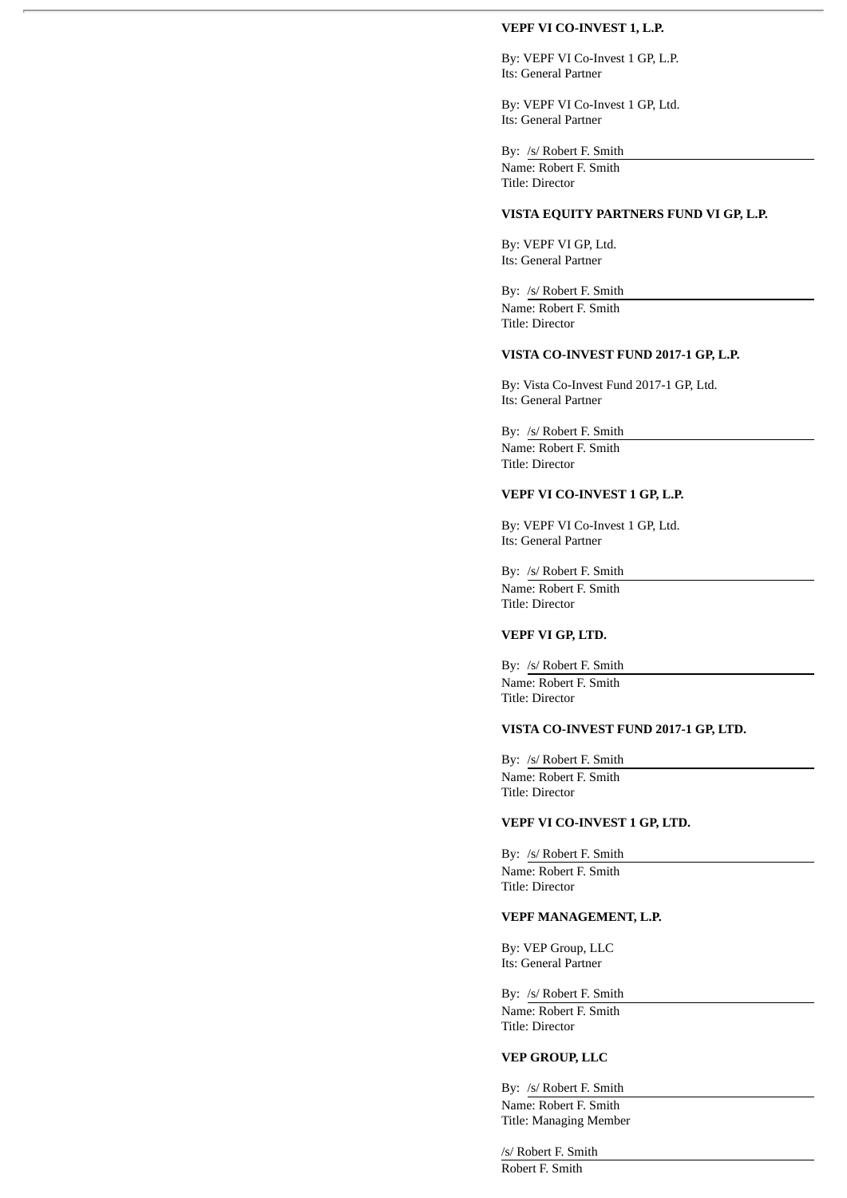**VEPF VI CO-INVEST 1, L.P.**

By: VEPF VI Co-Invest 1 GP, L.P.
Its: General Partner

By: VEPF VI Co-Invest 1 GP, Ltd.
Its: General Partner

By: /s/ Robert F. Smith
Name: Robert F. Smith
Title: Director

**VISTA EQUITY PARTNERS FUND VI GP, L.P.**

By: VEPF VI GP, Ltd.
Its: General Partner

By: /s/ Robert F. Smith
Name: Robert F. Smith
Title: Director

**VISTA CO-INVEST FUND 2017-1 GP, L.P.**

By: Vista Co-Invest Fund 2017-1 GP, Ltd.
Its: General Partner

By: /s/ Robert F. Smith
Name: Robert F. Smith
Title: Director

**VEPF VI CO-INVEST 1 GP, L.P.**

By: VEPF VI Co-Invest 1 GP, Ltd.
Its: General Partner

By: /s/ Robert F. Smith
Name: Robert F. Smith
Title: Director

**VEPF VI GP, LTD.**

By: /s/ Robert F. Smith
Name: Robert F. Smith
Title: Director

**VISTA CO-INVEST FUND 2017-1 GP, LTD.**

By: /s/ Robert F. Smith
Name: Robert F. Smith
Title: Director

**VEPF VI CO-INVEST 1 GP, LTD.**

By: /s/ Robert F. Smith
Name: Robert F. Smith
Title: Director

**VEPF MANAGEMENT, L.P.**

By: VEP Group, LLC
Its: General Partner

By: /s/ Robert F. Smith
Name: Robert F. Smith
Title: Director

**VEP GROUP, LLC**

By: /s/ Robert F. Smith
Name: Robert F. Smith
Title: Managing Member

/s/ Robert F. Smith
Robert F. Smith